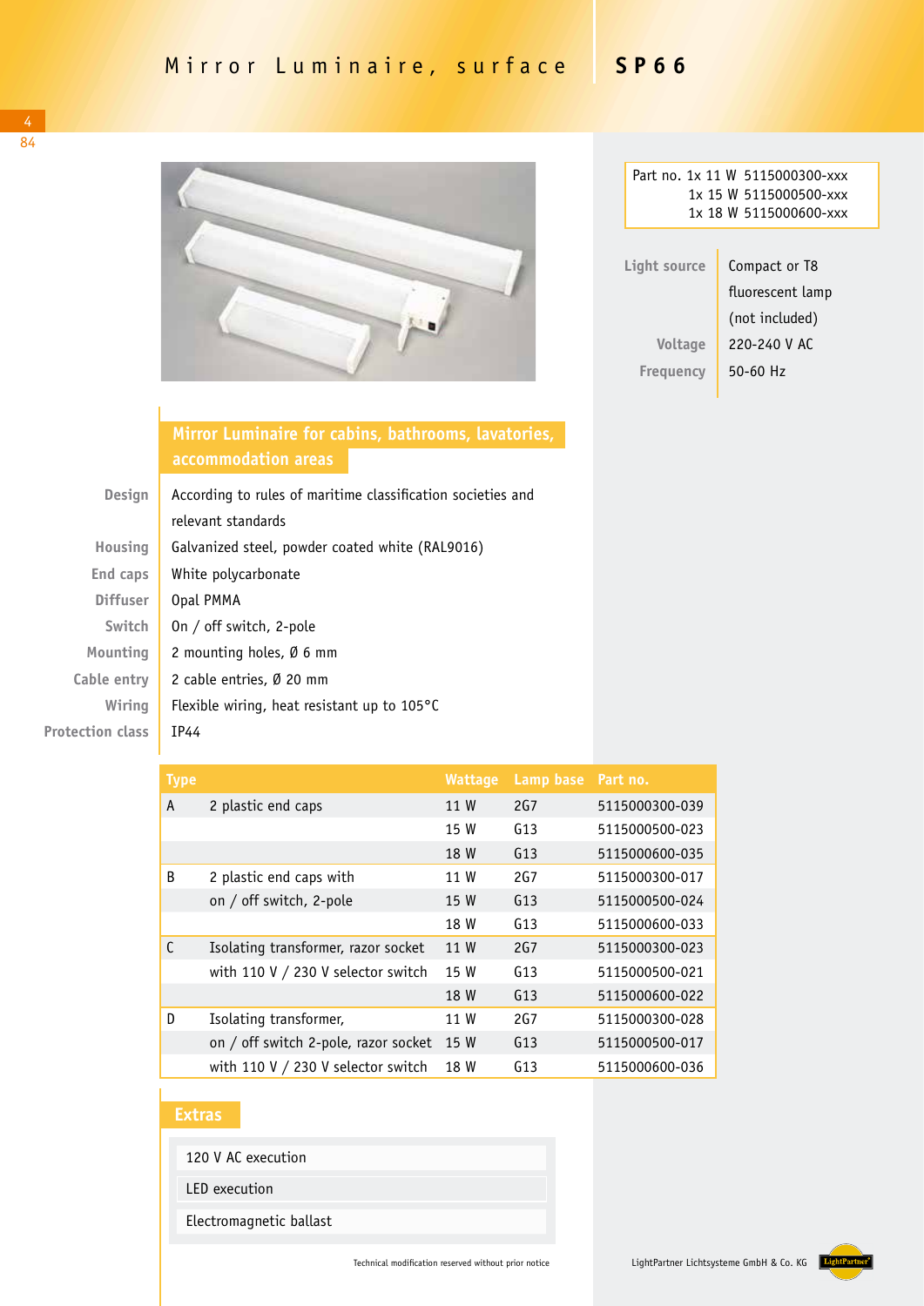# Mirror Luminaire, surface SP66

Part no. 1x 11 W 5115000300-xxx
1x 15 W 5115000500-xxx
1x 18 W 5115000600-xxx

| | |
|---|---|
| Light source | Compact or T8 fluorescent lamp (not included) |
| Voltage | 220-240 V AC |
| Frequency | 50-60 Hz |

## Mirror Luminaire for cabins, bathrooms, lavatories, accommodation areas

| | |
|---|---|
| Design | According to rules of maritime classification societies and relevant standards |
| Housing | Galvanized steel, powder coated white (RAL9016) |
| End caps | White polycarbonate |
| Diffuser | Opal PMMA |
| Switch | On / off switch, 2-pole |
| Mounting | 2 mounting holes, Ø 6 mm |
| Cable entry | 2 cable entries, Ø 20 mm |
| Wiring | Flexible wiring, heat resistant up to 105°C |
| Protection class | IP44 |

| Type | | Wattage | Lamp base | Part no. |
|---|---|---|---|---|
| A | 2 plastic end caps | 11 W | 2G7 | 5115000300-039 |
| | | 15 W | G13 | 5115000500-023 |
| | | 18 W | G13 | 5115000600-035 |
| B | 2 plastic end caps with | 11 W | 2G7 | 5115000300-017 |
| | on / off switch, 2-pole | 15 W | G13 | 5115000500-024 |
| | | 18 W | G13 | 5115000600-033 |
| C | Isolating transformer, razor socket | 11 W | 2G7 | 5115000300-023 |
| | with 110 V / 230 V selector switch | 15 W | G13 | 5115000500-021 |
| | | 18 W | G13 | 5115000600-022 |
| D | Isolating transformer, | 11 W | 2G7 | 5115000300-028 |
| | on / off switch 2-pole, razor socket | 15 W | G13 | 5115000500-017 |
| | with 110 V / 230 V selector switch | 18 W | G13 | 5115000600-036 |

## Extras

- 120 V AC execution
- LED execution
- Electromagnetic ballast

Technical modification reserved without prior notice

LightPartner Lichtsysteme GmbH & Co. KG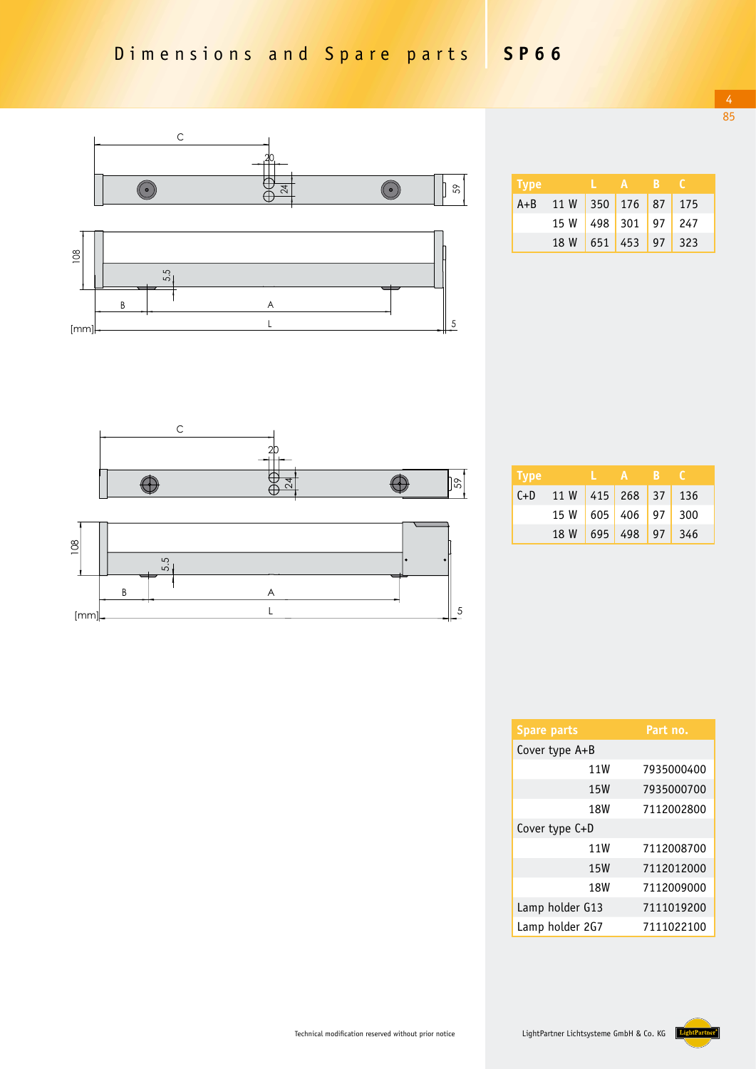# Dimensions and Spare parts SP66

C
20
24
59
108
5.5
B
A
L
5
[mm]

| Type | | L | A | B | C |
|---|---|---|---|---|---|
| A+B | 11 W | 350 | 176 | 87 | 175 |
| | 15 W | 498 | 301 | 97 | 247 |
| | 18 W | 651 | 453 | 97 | 323 |

C
20
24
59
108
5.5
B
A
L
5
[mm]

| Type | | L | A | B | C |
|---|---|---|---|---|---|
| C+D | 11 W | 415 | 268 | 37 | 136 |
| | 15 W | 605 | 406 | 97 | 300 |
| | 18 W | 695 | 498 | 97 | 346 |

| Spare parts | | Part no. |
|---|---|---|
| Cover type A+B | | |
| | 11W | 7935000400 |
| | 15W | 7935000700 |
| | 18W | 7112002800 |
| Cover type C+D | | |
| | 11W | 7112008700 |
| | 15W | 7112012000 |
| | 18W | 7112009000 |
| Lamp holder G13 | | 7111019200 |
| Lamp holder 2G7 | | 7111022100 |

Technical modification reserved without prior notice

LightPartner Lichtsysteme GmbH & Co. KG